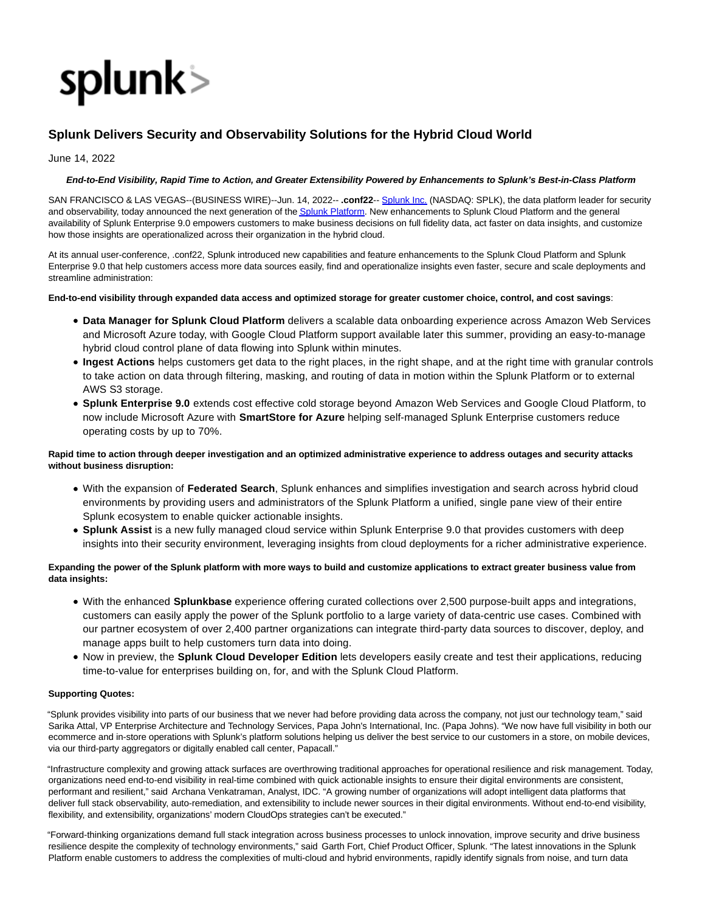# Splunk Delivers Security and Observability Solutions for the Hybrid Cloud World

June 14, 2022

***End-to-End Visibility, Rapid Time to Action, and Greater Extensibility Powered by Enhancements to Splunk's Best-in-Class Platform***

SAN FRANCISCO & LAS VEGAS--(BUSINESS WIRE)--Jun. 14, 2022-- **.conf22**-- Splunk Inc. (NASDAQ: SPLK), the data platform leader for security and observability, today announced the next generation of the Splunk Platform. New enhancements to Splunk Cloud Platform and the general availability of Splunk Enterprise 9.0 empowers customers to make business decisions on full fidelity data, act faster on data insights, and customize how those insights are operationalized across their organization in the hybrid cloud.

At its annual user-conference, .conf22, Splunk introduced new capabilities and feature enhancements to the Splunk Cloud Platform and Splunk Enterprise 9.0 that help customers access more data sources easily, find and operationalize insights even faster, secure and scale deployments and streamline administration:

**End-to-end visibility through expanded data access and optimized storage for greater customer choice, control, and cost savings**:

- **Data Manager for Splunk Cloud Platform** delivers a scalable data onboarding experience across Amazon Web Services and Microsoft Azure today, with Google Cloud Platform support available later this summer, providing an easy-to-manage hybrid cloud control plane of data flowing into Splunk within minutes.
- **Ingest Actions** helps customers get data to the right places, in the right shape, and at the right time with granular controls to take action on data through filtering, masking, and routing of data in motion within the Splunk Platform or to external AWS S3 storage.
- **Splunk Enterprise 9.0** extends cost effective cold storage beyond Amazon Web Services and Google Cloud Platform, to now include Microsoft Azure with **SmartStore for Azure** helping self-managed Splunk Enterprise customers reduce operating costs by up to 70%.

**Rapid time to action through deeper investigation and an optimized administrative experience to address outages and security attacks without business disruption:**

- With the expansion of **Federated Search**, Splunk enhances and simplifies investigation and search across hybrid cloud environments by providing users and administrators of the Splunk Platform a unified, single pane view of their entire Splunk ecosystem to enable quicker actionable insights.
- **Splunk Assist** is a new fully managed cloud service within Splunk Enterprise 9.0 that provides customers with deep insights into their security environment, leveraging insights from cloud deployments for a richer administrative experience.

**Expanding the power of the Splunk platform with more ways to build and customize applications to extract greater business value from data insights:**

- With the enhanced **Splunkbase** experience offering curated collections over 2,500 purpose-built apps and integrations, customers can easily apply the power of the Splunk portfolio to a large variety of data-centric use cases. Combined with our partner ecosystem of over 2,400 partner organizations can integrate third-party data sources to discover, deploy, and manage apps built to help customers turn data into doing.
- Now in preview, the **Splunk Cloud Developer Edition** lets developers easily create and test their applications, reducing time-to-value for enterprises building on, for, and with the Splunk Cloud Platform.

**Supporting Quotes:**

"Splunk provides visibility into parts of our business that we never had before providing data across the company, not just our technology team," said Sarika Attal, VP Enterprise Architecture and Technology Services, Papa John's International, Inc. (Papa Johns). "We now have full visibility in both our ecommerce and in-store operations with Splunk's platform solutions helping us deliver the best service to our customers in a store, on mobile devices, via our third-party aggregators or digitally enabled call center, Papacall."

"Infrastructure complexity and growing attack surfaces are overthrowing traditional approaches for operational resilience and risk management. Today, organizations need end-to-end visibility in real-time combined with quick actionable insights to ensure their digital environments are consistent, performant and resilient," said Archana Venkatraman, Analyst, IDC. "A growing number of organizations will adopt intelligent data platforms that deliver full stack observability, auto-remediation, and extensibility to include newer sources in their digital environments. Without end-to-end visibility, flexibility, and extensibility, organizations' modern CloudOps strategies can't be executed."

"Forward-thinking organizations demand full stack integration across business processes to unlock innovation, improve security and drive business resilience despite the complexity of technology environments," said Garth Fort, Chief Product Officer, Splunk. "The latest innovations in the Splunk Platform enable customers to address the complexities of multi-cloud and hybrid environments, rapidly identify signals from noise, and turn data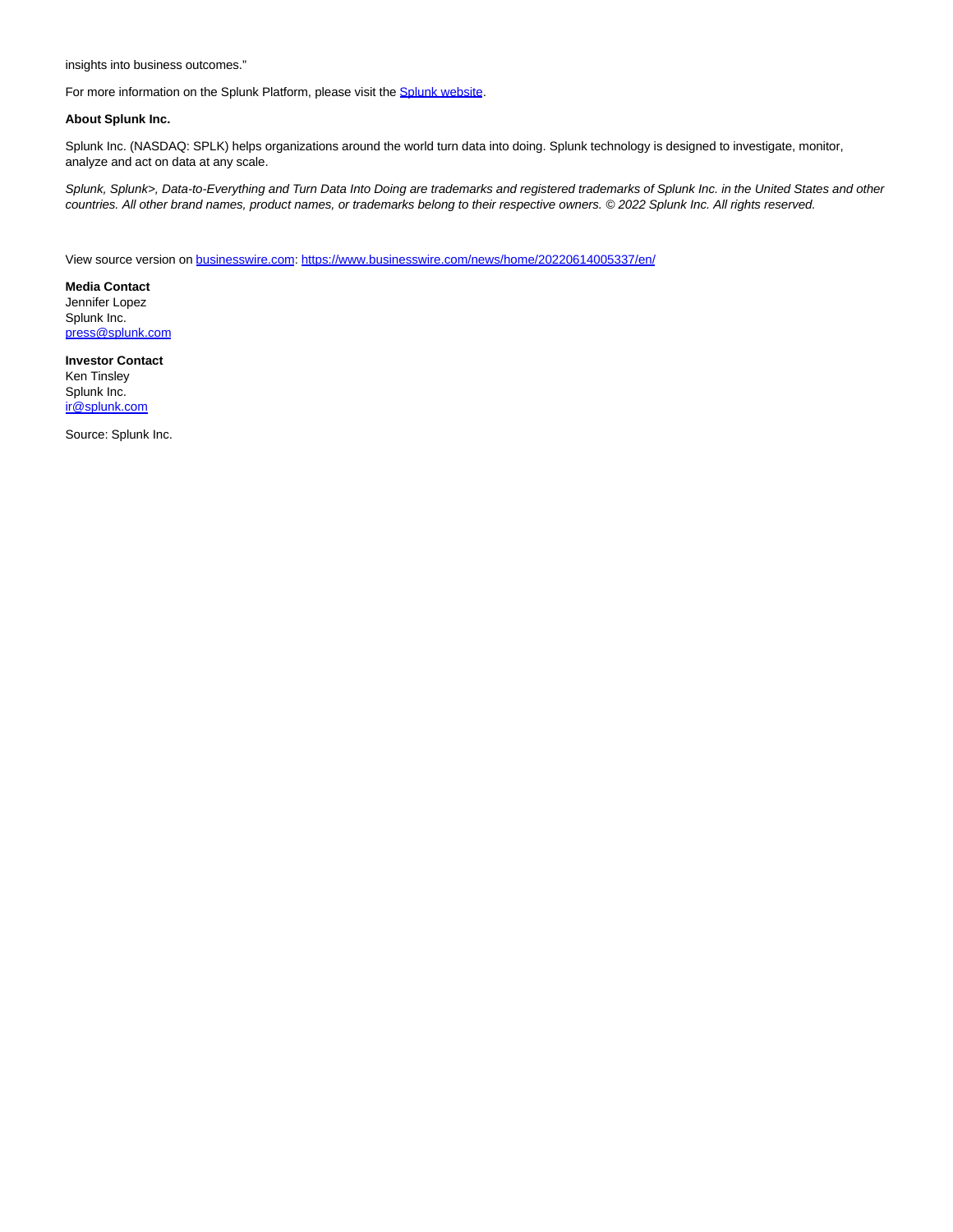insights into business outcomes."

For more information on the Splunk Platform, please visit the [Splunk website](https://www.splunk.com).

**About Splunk Inc.**

Splunk Inc. (NASDAQ: SPLK) helps organizations around the world turn data into doing. Splunk technology is designed to investigate, monitor, analyze and act on data at any scale.

*Splunk, Splunk>, Data-to-Everything and Turn Data Into Doing are trademarks and registered trademarks of Splunk Inc. in the United States and other countries. All other brand names, product names, or trademarks belong to their respective owners. © 2022 Splunk Inc. All rights reserved.*

View source version on businesswire.com: https://www.businesswire.com/news/home/20220614005337/en/

**Media Contact**
Jennifer Lopez
Splunk Inc.
press@splunk.com

**Investor Contact**
Ken Tinsley
Splunk Inc.
ir@splunk.com

Source: Splunk Inc.